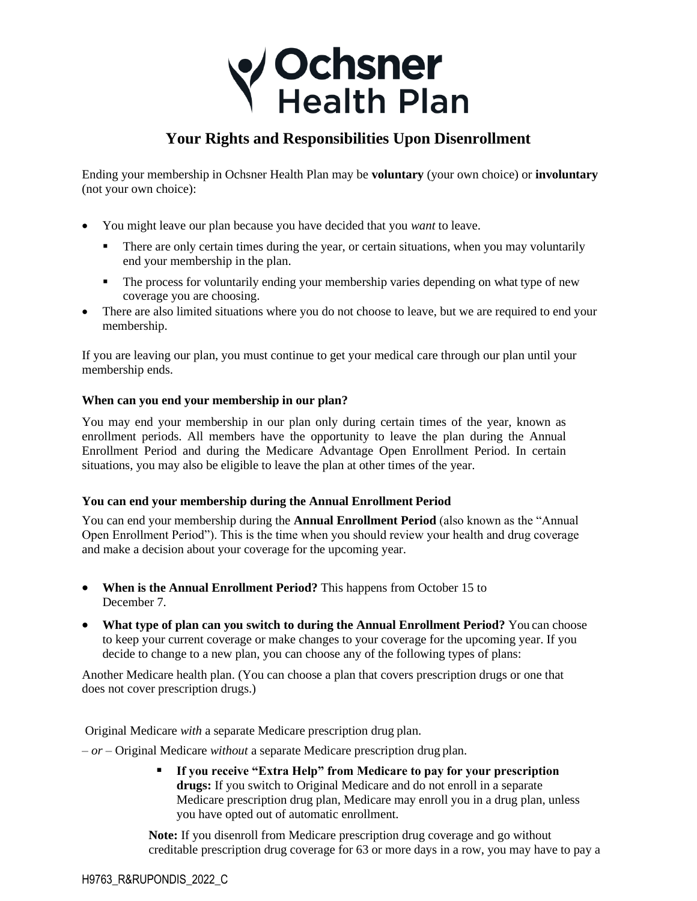# Ochsner Health Plan

## Your Rights and Responsibilities Upon Disenrollment

Ending your membership in Ochsner Health Plan may be **voluntary** (your own choice) or **involuntary** (not your own choice):

- You might leave our plan because you have decided that you *want* to leave.
  - There are only certain times during the year, or certain situations, when you may voluntarily end your membership in the plan.
  - The process for voluntarily ending your membership varies depending on what type of new coverage you are choosing.
- There are also limited situations where you do not choose to leave, but we are required to end your membership.

If you are leaving our plan, you must continue to get your medical care through our plan until your membership ends.

**When can you end your membership in our plan?**

You may end your membership in our plan only during certain times of the year, known as enrollment periods. All members have the opportunity to leave the plan during the Annual Enrollment Period and during the Medicare Advantage Open Enrollment Period. In certain situations, you may also be eligible to leave the plan at other times of the year.

**You can end your membership during the Annual Enrollment Period**

You can end your membership during the **Annual Enrollment Period** (also known as the "Annual Open Enrollment Period"). This is the time when you should review your health and drug coverage and make a decision about your coverage for the upcoming year.

- **When is the Annual Enrollment Period?** This happens from October 15 to December 7.
- **What type of plan can you switch to during the Annual Enrollment Period?** You can choose to keep your current coverage or make changes to your coverage for the upcoming year. If you decide to change to a new plan, you can choose any of the following types of plans:

Another Medicare health plan. (You can choose a plan that covers prescription drugs or one that does not cover prescription drugs.)

Original Medicare *with* a separate Medicare prescription drug plan.

– *or* – Original Medicare *without* a separate Medicare prescription drug plan.

- **If you receive "Extra Help" from Medicare to pay for your prescription drugs:** If you switch to Original Medicare and do not enroll in a separate Medicare prescription drug plan, Medicare may enroll you in a drug plan, unless you have opted out of automatic enrollment.

**Note:** If you disenroll from Medicare prescription drug coverage and go without creditable prescription drug coverage for 63 or more days in a row, you may have to pay a

H9763_R&RUPONDIS_2022_C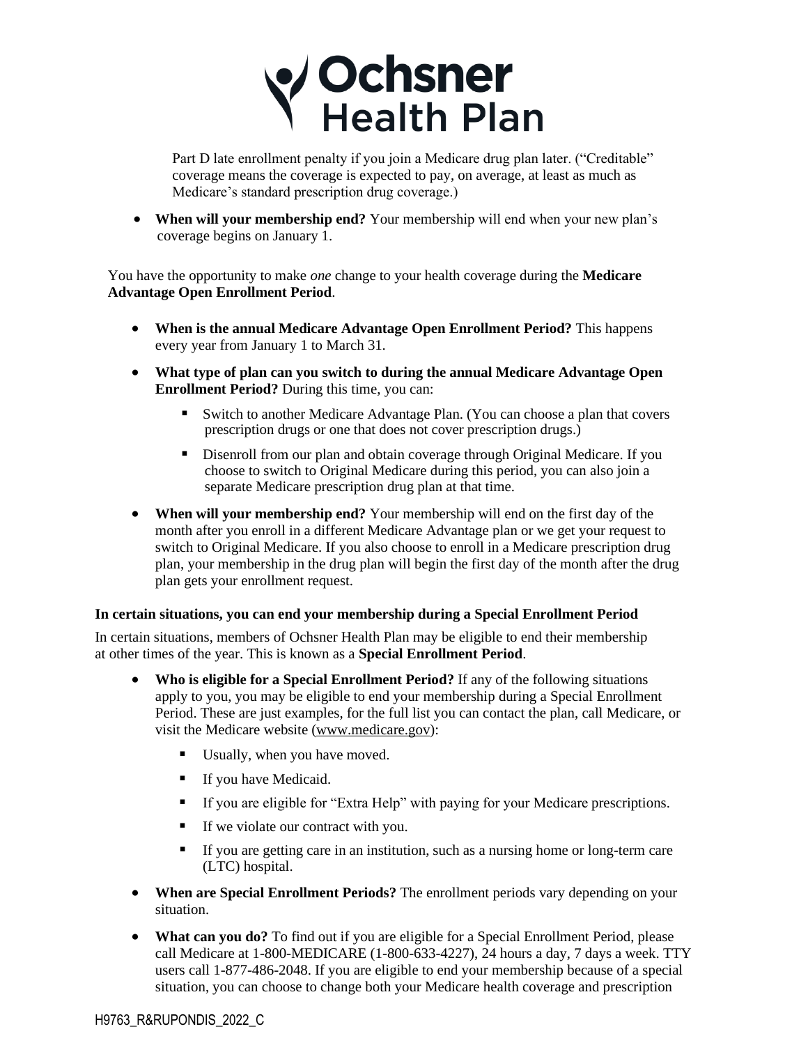Part D late enrollment penalty if you join a Medicare drug plan later. ("Creditable" coverage means the coverage is expected to pay, on average, at least as much as Medicare's standard prescription drug coverage.)

- **When will your membership end?** Your membership will end when your new plan's coverage begins on January 1.

You have the opportunity to make *one* change to your health coverage during the **Medicare Advantage Open Enrollment Period**.

- **When is the annual Medicare Advantage Open Enrollment Period?** This happens every year from January 1 to March 31.
- **What type of plan can you switch to during the annual Medicare Advantage Open Enrollment Period?** During this time, you can:
  - Switch to another Medicare Advantage Plan. (You can choose a plan that covers prescription drugs or one that does not cover prescription drugs.)
  - Disenroll from our plan and obtain coverage through Original Medicare. If you choose to switch to Original Medicare during this period, you can also join a separate Medicare prescription drug plan at that time.
- **When will your membership end?** Your membership will end on the first day of the month after you enroll in a different Medicare Advantage plan or we get your request to switch to Original Medicare. If you also choose to enroll in a Medicare prescription drug plan, your membership in the drug plan will begin the first day of the month after the drug plan gets your enrollment request.

**In certain situations, you can end your membership during a Special Enrollment Period**

In certain situations, members of Ochsner Health Plan may be eligible to end their membership at other times of the year. This is known as a **Special Enrollment Period**.

- **Who is eligible for a Special Enrollment Period?** If any of the following situations apply to you, you may be eligible to end your membership during a Special Enrollment Period. These are just examples, for the full list you can contact the plan, call Medicare, or visit the Medicare website (www.medicare.gov):
  - Usually, when you have moved.
  - If you have Medicaid.
  - If you are eligible for "Extra Help" with paying for your Medicare prescriptions.
  - If we violate our contract with you.
  - If you are getting care in an institution, such as a nursing home or long-term care (LTC) hospital.
- **When are Special Enrollment Periods?** The enrollment periods vary depending on your situation.
- **What can you do?** To find out if you are eligible for a Special Enrollment Period, please call Medicare at 1-800-MEDICARE (1-800-633-4227), 24 hours a day, 7 days a week. TTY users call 1-877-486-2048. If you are eligible to end your membership because of a special situation, you can choose to change both your Medicare health coverage and prescription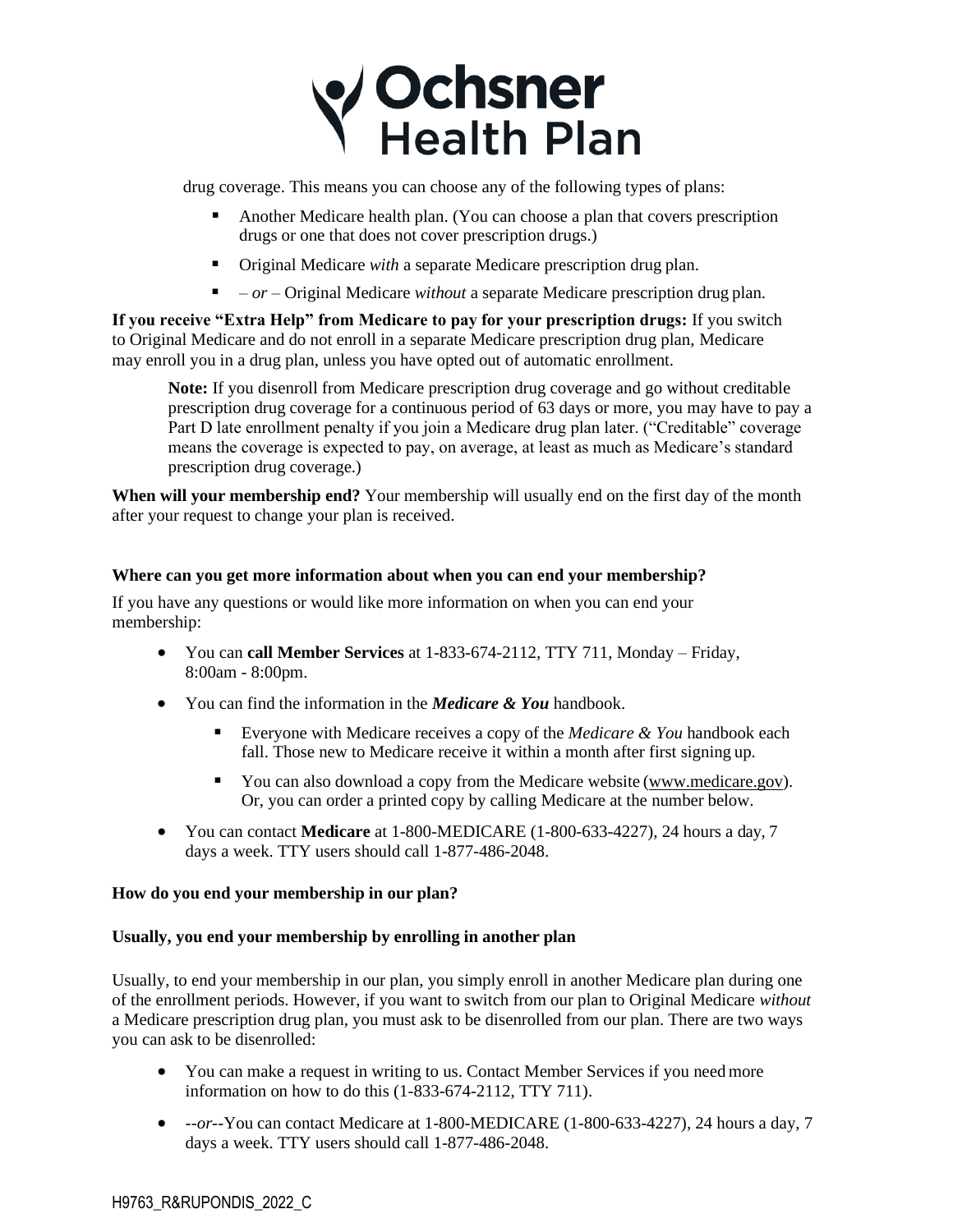drug coverage. This means you can choose any of the following types of plans:

- Another Medicare health plan. (You can choose a plan that covers prescription drugs or one that does not cover prescription drugs.)
- Original Medicare *with* a separate Medicare prescription drug plan.
- – *or* – Original Medicare *without* a separate Medicare prescription drug plan.

**If you receive "Extra Help" from Medicare to pay for your prescription drugs:** If you switch to Original Medicare and do not enroll in a separate Medicare prescription drug plan, Medicare may enroll you in a drug plan, unless you have opted out of automatic enrollment.

> **Note:** If you disenroll from Medicare prescription drug coverage and go without creditable prescription drug coverage for a continuous period of 63 days or more, you may have to pay a Part D late enrollment penalty if you join a Medicare drug plan later. ("Creditable" coverage means the coverage is expected to pay, on average, at least as much as Medicare's standard prescription drug coverage.)

**When will your membership end?** Your membership will usually end on the first day of the month after your request to change your plan is received.

### Where can you get more information about when you can end your membership?

If you have any questions or would like more information on when you can end your membership:

- You can **call Member Services** at 1-833-674-2112, TTY 711, Monday – Friday, 8:00am - 8:00pm.
- You can find the information in the ***Medicare & You*** handbook.
  - Everyone with Medicare receives a copy of the *Medicare & You* handbook each fall. Those new to Medicare receive it within a month after first signing up.
  - You can also download a copy from the Medicare website (www.medicare.gov). Or, you can order a printed copy by calling Medicare at the number below.
- You can contact **Medicare** at 1-800-MEDICARE (1-800-633-4227), 24 hours a day, 7 days a week. TTY users should call 1-877-486-2048.

### How do you end your membership in our plan?

#### Usually, you end your membership by enrolling in another plan

Usually, to end your membership in our plan, you simply enroll in another Medicare plan during one of the enrollment periods. However, if you want to switch from our plan to Original Medicare *without* a Medicare prescription drug plan, you must ask to be disenrolled from our plan. There are two ways you can ask to be disenrolled:

- You can make a request in writing to us. Contact Member Services if you need more information on how to do this (1-833-674-2112, TTY 711).
- --*or*--You can contact Medicare at 1-800-MEDICARE (1-800-633-4227), 24 hours a day, 7 days a week. TTY users should call 1-877-486-2048.

H9763_R&RUPONDIS_2022_C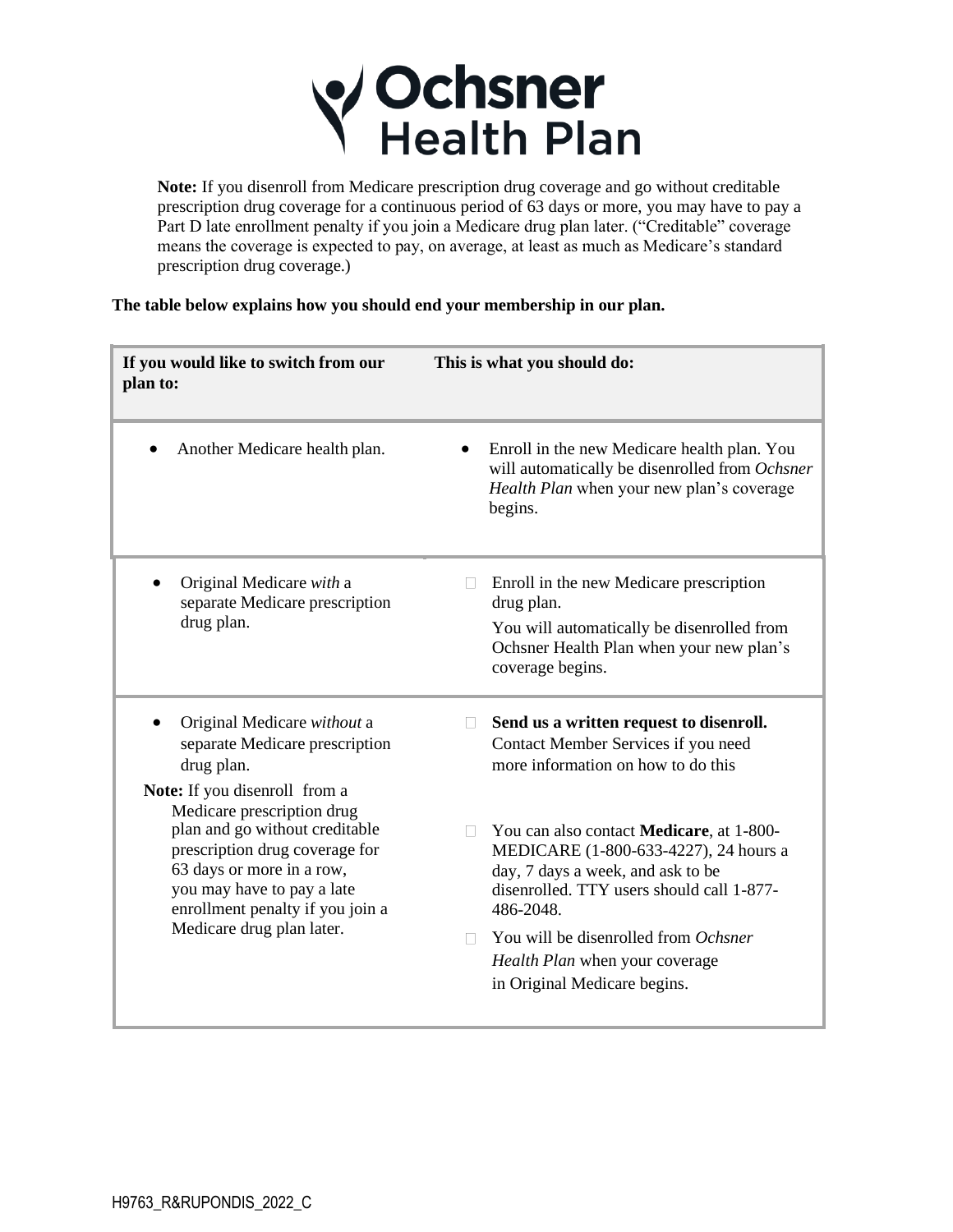Ochsner Health Plan

**Note:** If you disenroll from Medicare prescription drug coverage and go without creditable prescription drug coverage for a continuous period of 63 days or more, you may have to pay a Part D late enrollment penalty if you join a Medicare drug plan later. ("Creditable" coverage means the coverage is expected to pay, on average, at least as much as Medicare's standard prescription drug coverage.)

**The table below explains how you should end your membership in our plan.**

| **If you would like to switch from our plan to:** | **This is what you should do:** |
|---|---|
| • Another Medicare health plan. | • Enroll in the new Medicare health plan. You will automatically be disenrolled from *Ochsner Health Plan* when your new plan's coverage begins. |
| • Original Medicare *with* a separate Medicare prescription drug plan. | • Enroll in the new Medicare prescription drug plan. You will automatically be disenrolled from Ochsner Health Plan when your new plan's coverage begins. |
| • Original Medicare *without* a separate Medicare prescription drug plan. **Note:** If you disenroll from a Medicare prescription drug plan and go without creditable prescription drug coverage for 63 days or more in a row, you may have to pay a late enrollment penalty if you join a Medicare drug plan later. | • **Send us a written request to disenroll.** Contact Member Services if you need more information on how to do this<br>• You can also contact **Medicare**, at 1-800-MEDICARE (1-800-633-4227), 24 hours a day, 7 days a week, and ask to be disenrolled. TTY users should call 1-877-486-2048.<br>• You will be disenrolled from *Ochsner Health Plan* when your coverage in Original Medicare begins. |

H9763_R&RUPONDIS_2022_C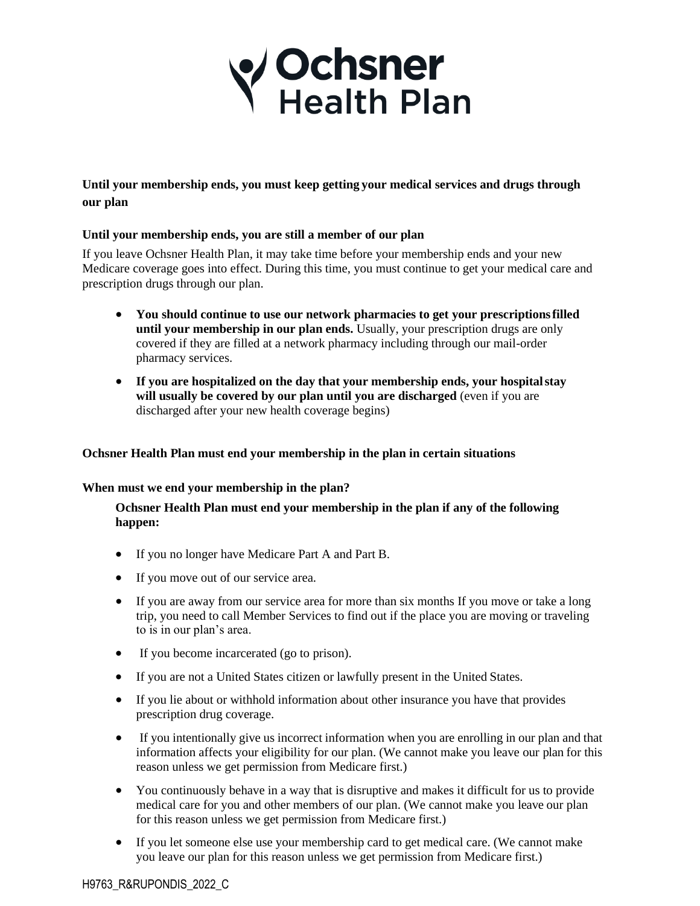# Ochsner Health Plan

## Until your membership ends, you must keep getting your medical services and drugs through our plan

### Until your membership ends, you are still a member of our plan

If you leave Ochsner Health Plan, it may take time before your membership ends and your new Medicare coverage goes into effect. During this time, you must continue to get your medical care and prescription drugs through our plan.

- **You should continue to use our network pharmacies to get your prescriptions filled until your membership in our plan ends.** Usually, your prescription drugs are only covered if they are filled at a network pharmacy including through our mail-order pharmacy services.
- **If you are hospitalized on the day that your membership ends, your hospital stay will usually be covered by our plan until you are discharged** (even if you are discharged after your new health coverage begins)

## Ochsner Health Plan must end your membership in the plan in certain situations

### When must we end your membership in the plan?

**Ochsner Health Plan must end your membership in the plan if any of the following happen:**

- If you no longer have Medicare Part A and Part B.
- If you move out of our service area.
- If you are away from our service area for more than six months If you move or take a long trip, you need to call Member Services to find out if the place you are moving or traveling to is in our plan's area.
- If you become incarcerated (go to prison).
- If you are not a United States citizen or lawfully present in the United States.
- If you lie about or withhold information about other insurance you have that provides prescription drug coverage.
- If you intentionally give us incorrect information when you are enrolling in our plan and that information affects your eligibility for our plan. (We cannot make you leave our plan for this reason unless we get permission from Medicare first.)
- You continuously behave in a way that is disruptive and makes it difficult for us to provide medical care for you and other members of our plan. (We cannot make you leave our plan for this reason unless we get permission from Medicare first.)
- If you let someone else use your membership card to get medical care. (We cannot make you leave our plan for this reason unless we get permission from Medicare first.)

H9763_R&RUPONDIS_2022_C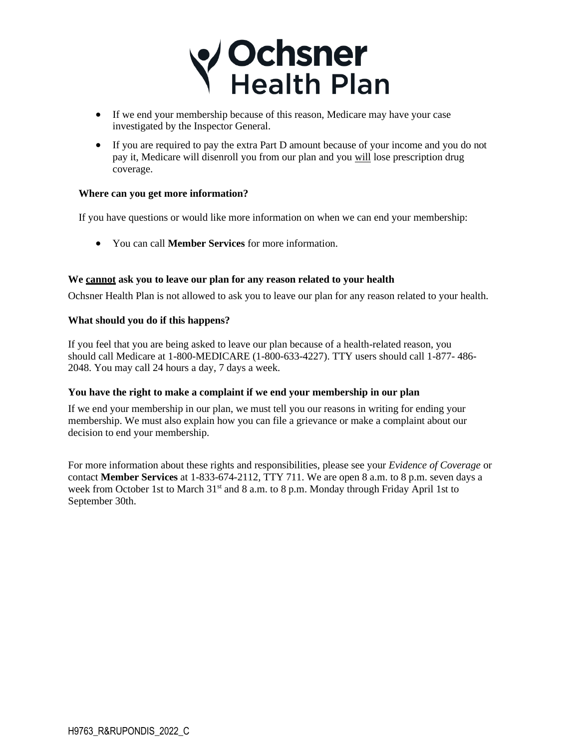- If we end your membership because of this reason, Medicare may have your case investigated by the Inspector General.
- If you are required to pay the extra Part D amount because of your income and you do not pay it, Medicare will disenroll you from our plan and you will lose prescription drug coverage.

**Where can you get more information?**

If you have questions or would like more information on when we can end your membership:

- You can call **Member Services** for more information.

**We cannot ask you to leave our plan for any reason related to your health**

Ochsner Health Plan is not allowed to ask you to leave our plan for any reason related to your health.

**What should you do if this happens?**

If you feel that you are being asked to leave our plan because of a health-related reason, you should call Medicare at 1-800-MEDICARE (1-800-633-4227). TTY users should call 1-877- 486-2048. You may call 24 hours a day, 7 days a week.

**You have the right to make a complaint if we end your membership in our plan**

If we end your membership in our plan, we must tell you our reasons in writing for ending your membership. We must also explain how you can file a grievance or make a complaint about our decision to end your membership.

For more information about these rights and responsibilities, please see your *Evidence of Coverage* or contact **Member Services** at 1-833-674-2112, TTY 711. We are open 8 a.m. to 8 p.m. seven days a week from October 1st to March 31st and 8 a.m. to 8 p.m. Monday through Friday April 1st to September 30th.

H9763_R&RUPONDIS_2022_C